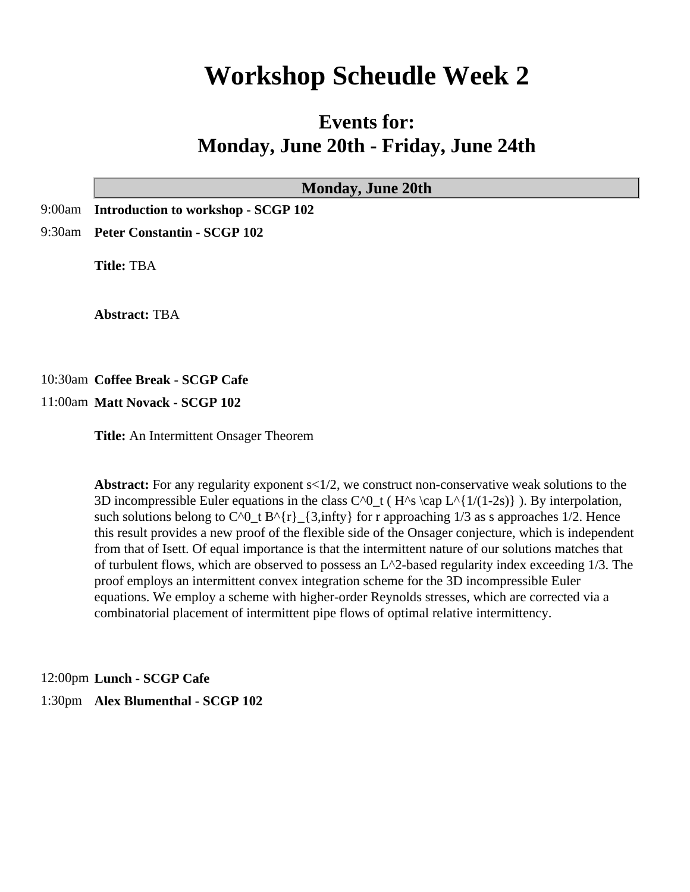# Workshop Scheudle Week 2

## Events for:
## Monday, June 20th - Friday, June 24th

### Monday, June 20th

9:00am **Introduction to workshop - SCGP 102**

9:30am **Peter Constantin - SCGP 102**

**Title:** TBA

**Abstract:** TBA

10:30am **Coffee Break - SCGP Cafe**

11:00am **Matt Novack - SCGP 102**

**Title:** An Intermittent Onsager Theorem

**Abstract:** For any regularity exponent $s<1/2$, we construct non-conservative weak solutions to the 3D incompressible Euler equations in the class $C^0_t ( H^s \cap L^{1/(1-2s)} )$. By interpolation, such solutions belong to $C^0_t B^{r}_{3,\infty}$ for $r$ approaching $1/3$ as $s$ approaches $1/2$. Hence this result provides a new proof of the flexible side of the Onsager conjecture, which is independent from that of Isett. Of equal importance is that the intermittent nature of our solutions matches that of turbulent flows, which are observed to possess an $L^2$-based regularity index exceeding $1/3$. The proof employs an intermittent convex integration scheme for the 3D incompressible Euler equations. We employ a scheme with higher-order Reynolds stresses, which are corrected via a combinatorial placement of intermittent pipe flows of optimal relative intermittency.

12:00pm **Lunch - SCGP Cafe**

1:30pm **Alex Blumenthal - SCGP 102**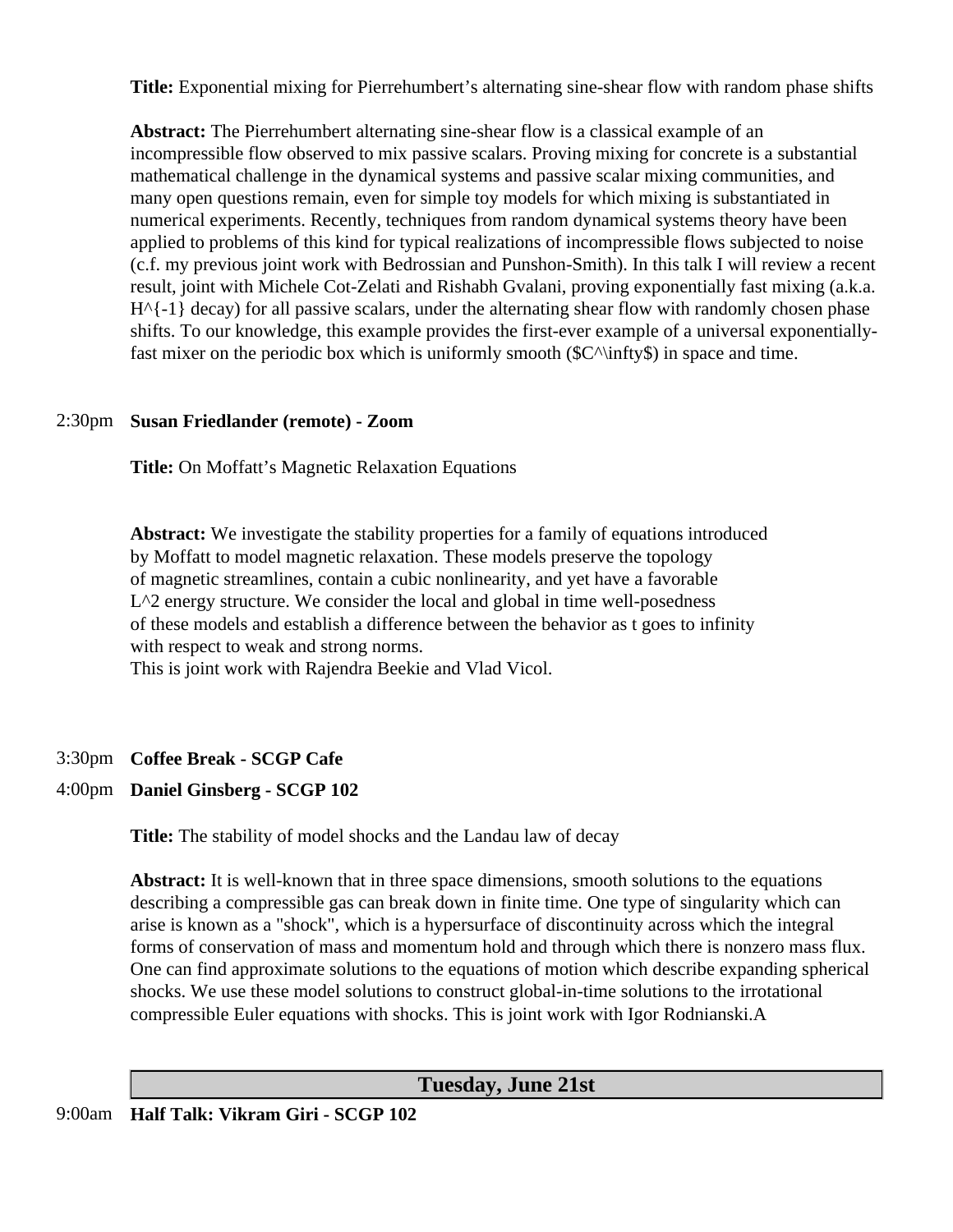**Title:** Exponential mixing for Pierrehumbert's alternating sine-shear flow with random phase shifts

**Abstract:** The Pierrehumbert alternating sine-shear flow is a classical example of an incompressible flow observed to mix passive scalars. Proving mixing for concrete is a substantial mathematical challenge in the dynamical systems and passive scalar mixing communities, and many open questions remain, even for simple toy models for which mixing is substantiated in numerical experiments. Recently, techniques from random dynamical systems theory have been applied to problems of this kind for typical realizations of incompressible flows subjected to noise (c.f. my previous joint work with Bedrossian and Punshon-Smith). In this talk I will review a recent result, joint with Michele Cot-Zelati and Rishabh Gvalani, proving exponentially fast mixing (a.k.a. H^{-1} decay) for all passive scalars, under the alternating shear flow with randomly chosen phase shifts. To our knowledge, this example provides the first-ever example of a universal exponentially-fast mixer on the periodic box which is uniformly smooth ($C^\infty$) in space and time.

2:30pm **Susan Friedlander (remote) - Zoom**

**Title:** On Moffatt's Magnetic Relaxation Equations

**Abstract:** We investigate the stability properties for a family of equations introduced by Moffatt to model magnetic relaxation. These models preserve the topology of magnetic streamlines, contain a cubic nonlinearity, and yet have a favorable L^2 energy structure. We consider the local and global in time well-posedness of these models and establish a difference between the behavior as t goes to infinity with respect to weak and strong norms.
This is joint work with Rajendra Beekie and Vlad Vicol.

3:30pm **Coffee Break - SCGP Cafe**

4:00pm **Daniel Ginsberg - SCGP 102**

**Title:** The stability of model shocks and the Landau law of decay

**Abstract:** It is well-known that in three space dimensions, smooth solutions to the equations describing a compressible gas can break down in finite time. One type of singularity which can arise is known as a "shock", which is a hypersurface of discontinuity across which the integral forms of conservation of mass and momentum hold and through which there is nonzero mass flux. One can find approximate solutions to the equations of motion which describe expanding spherical shocks. We use these model solutions to construct global-in-time solutions to the irrotational compressible Euler equations with shocks. This is joint work with Igor Rodnianski.A

## Tuesday, June 21st

9:00am **Half Talk: Vikram Giri - SCGP 102**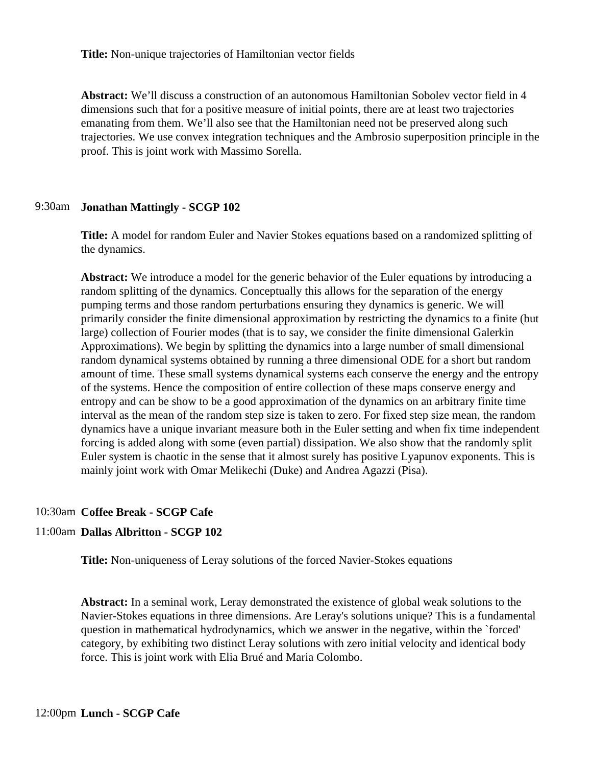**Title:** Non-unique trajectories of Hamiltonian vector fields

**Abstract:** We'll discuss a construction of an autonomous Hamiltonian Sobolev vector field in 4 dimensions such that for a positive measure of initial points, there are at least two trajectories emanating from them. We'll also see that the Hamiltonian need not be preserved along such trajectories. We use convex integration techniques and the Ambrosio superposition principle in the proof. This is joint work with Massimo Sorella.

9:30am **Jonathan Mattingly - SCGP 102**

**Title:** A model for random Euler and Navier Stokes equations based on a randomized splitting of the dynamics.

**Abstract:** We introduce a model for the generic behavior of the Euler equations by introducing a random splitting of the dynamics. Conceptually this allows for the separation of the energy pumping terms and those random perturbations ensuring they dynamics is generic. We will primarily consider the finite dimensional approximation by restricting the dynamics to a finite (but large) collection of Fourier modes (that is to say, we consider the finite dimensional Galerkin Approximations). We begin by splitting the dynamics into a large number of small dimensional random dynamical systems obtained by running a three dimensional ODE for a short but random amount of time. These small systems dynamical systems each conserve the energy and the entropy of the systems. Hence the composition of entire collection of these maps conserve energy and entropy and can be show to be a good approximation of the dynamics on an arbitrary finite time interval as the mean of the random step size is taken to zero. For fixed step size mean, the random dynamics have a unique invariant measure both in the Euler setting and when fix time independent forcing is added along with some (even partial) dissipation. We also show that the randomly split Euler system is chaotic in the sense that it almost surely has positive Lyapunov exponents. This is mainly joint work with Omar Melikechi (Duke) and Andrea Agazzi (Pisa).

10:30am **Coffee Break - SCGP Cafe**

11:00am **Dallas Albritton - SCGP 102**

**Title:** Non-uniqueness of Leray solutions of the forced Navier-Stokes equations

**Abstract:** In a seminal work, Leray demonstrated the existence of global weak solutions to the Navier-Stokes equations in three dimensions. Are Leray's solutions unique? This is a fundamental question in mathematical hydrodynamics, which we answer in the negative, within the `forced' category, by exhibiting two distinct Leray solutions with zero initial velocity and identical body force. This is joint work with Elia Brué and Maria Colombo.

12:00pm **Lunch - SCGP Cafe**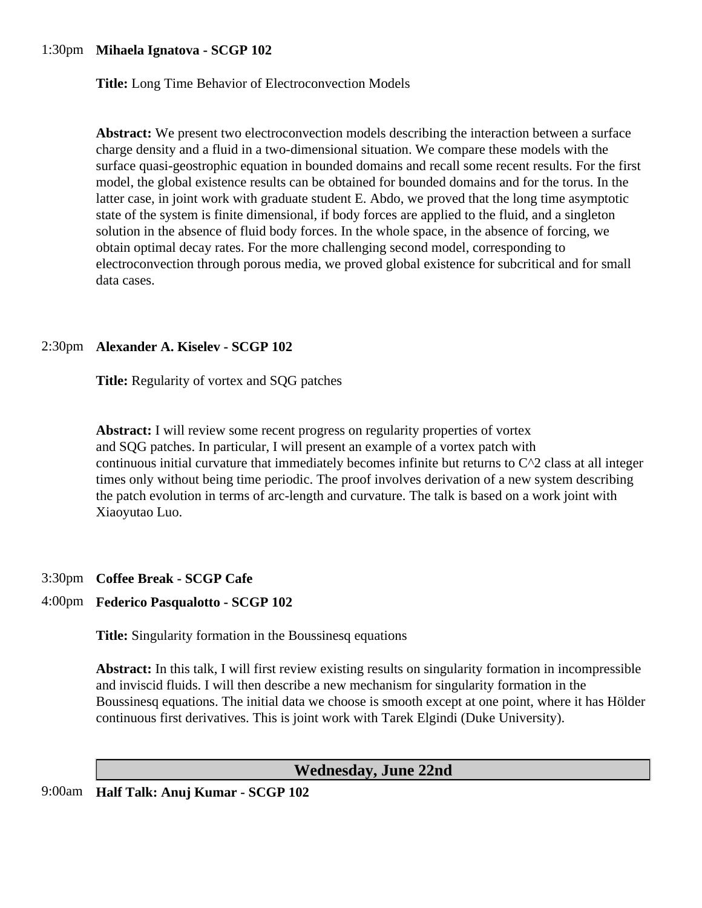1:30pm **Mihaela Ignatova - SCGP 102**

**Title:** Long Time Behavior of Electroconvection Models

**Abstract:** We present two electroconvection models describing the interaction between a surface charge density and a fluid in a two-dimensional situation. We compare these models with the surface quasi-geostrophic equation in bounded domains and recall some recent results. For the first model, the global existence results can be obtained for bounded domains and for the torus. In the latter case, in joint work with graduate student E. Abdo, we proved that the long time asymptotic state of the system is finite dimensional, if body forces are applied to the fluid, and a singleton solution in the absence of fluid body forces. In the whole space, in the absence of forcing, we obtain optimal decay rates. For the more challenging second model, corresponding to electroconvection through porous media, we proved global existence for subcritical and for small data cases.

2:30pm **Alexander A. Kiselev - SCGP 102**

**Title:** Regularity of vortex and SQG patches

**Abstract:** I will review some recent progress on regularity properties of vortex and SQG patches. In particular, I will present an example of a vortex patch with continuous initial curvature that immediately becomes infinite but returns to C^2 class at all integer times only without being time periodic. The proof involves derivation of a new system describing the patch evolution in terms of arc-length and curvature. The talk is based on a work joint with Xiaoyutao Luo.

3:30pm **Coffee Break - SCGP Cafe**

4:00pm **Federico Pasqualotto - SCGP 102**

**Title:** Singularity formation in the Boussinesq equations

**Abstract:** In this talk, I will first review existing results on singularity formation in incompressible and inviscid fluids. I will then describe a new mechanism for singularity formation in the Boussinesq equations. The initial data we choose is smooth except at one point, where it has Hölder continuous first derivatives. This is joint work with Tarek Elgindi (Duke University).

## Wednesday, June 22nd

9:00am **Half Talk: Anuj Kumar - SCGP 102**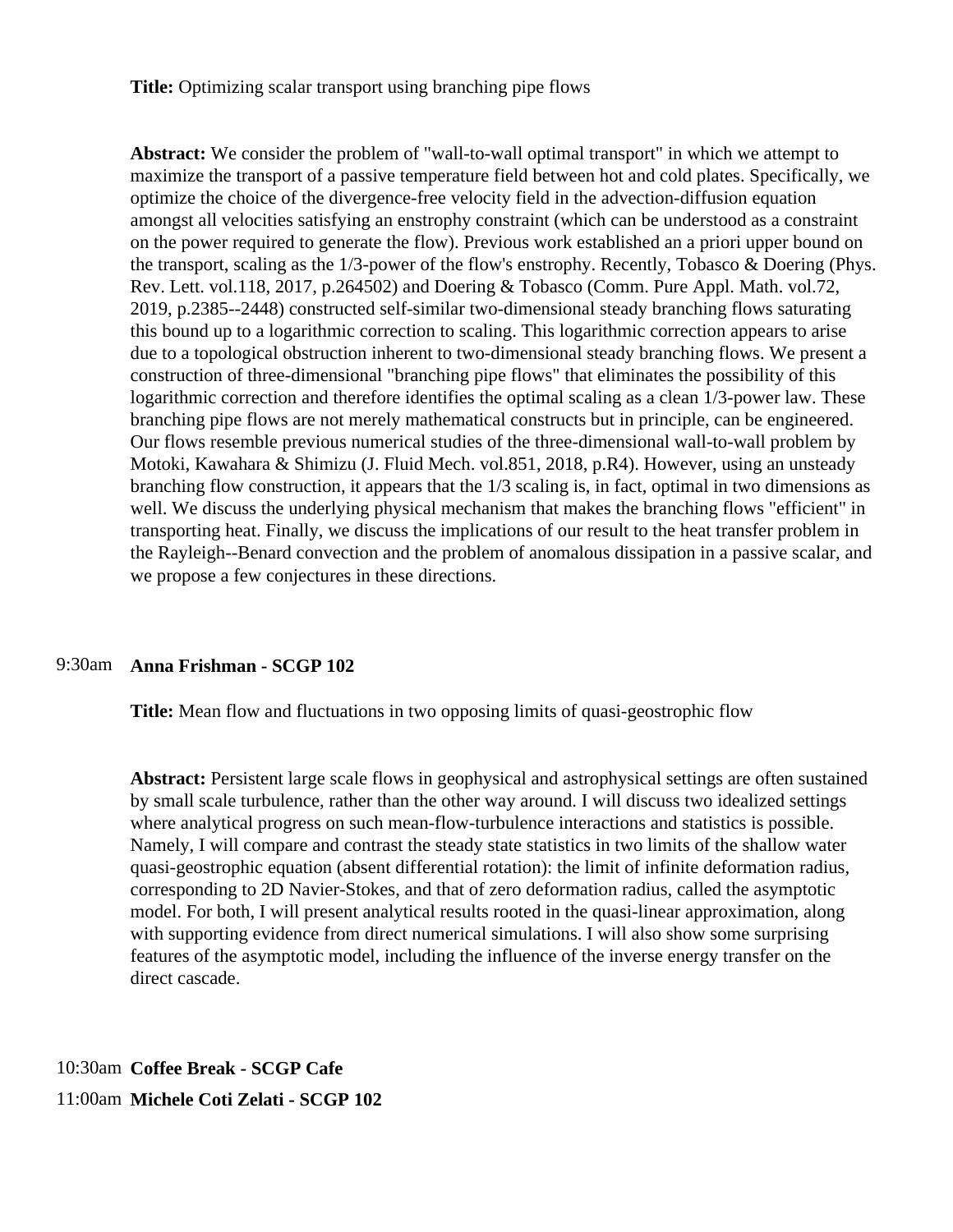**Title:** Optimizing scalar transport using branching pipe flows

**Abstract:** We consider the problem of "wall-to-wall optimal transport" in which we attempt to maximize the transport of a passive temperature field between hot and cold plates. Specifically, we optimize the choice of the divergence-free velocity field in the advection-diffusion equation amongst all velocities satisfying an enstrophy constraint (which can be understood as a constraint on the power required to generate the flow). Previous work established an a priori upper bound on the transport, scaling as the 1/3-power of the flow's enstrophy. Recently, Tobasco & Doering (Phys. Rev. Lett. vol.118, 2017, p.264502) and Doering & Tobasco (Comm. Pure Appl. Math. vol.72, 2019, p.2385--2448) constructed self-similar two-dimensional steady branching flows saturating this bound up to a logarithmic correction to scaling. This logarithmic correction appears to arise due to a topological obstruction inherent to two-dimensional steady branching flows. We present a construction of three-dimensional "branching pipe flows" that eliminates the possibility of this logarithmic correction and therefore identifies the optimal scaling as a clean 1/3-power law. These branching pipe flows are not merely mathematical constructs but in principle, can be engineered. Our flows resemble previous numerical studies of the three-dimensional wall-to-wall problem by Motoki, Kawahara & Shimizu (J. Fluid Mech. vol.851, 2018, p.R4). However, using an unsteady branching flow construction, it appears that the 1/3 scaling is, in fact, optimal in two dimensions as well. We discuss the underlying physical mechanism that makes the branching flows "efficient" in transporting heat. Finally, we discuss the implications of our result to the heat transfer problem in the Rayleigh--Benard convection and the problem of anomalous dissipation in a passive scalar, and we propose a few conjectures in these directions.

9:30am **Anna Frishman - SCGP 102**

**Title:** Mean flow and fluctuations in two opposing limits of quasi-geostrophic flow

**Abstract:** Persistent large scale flows in geophysical and astrophysical settings are often sustained by small scale turbulence, rather than the other way around. I will discuss two idealized settings where analytical progress on such mean-flow-turbulence interactions and statistics is possible. Namely, I will compare and contrast the steady state statistics in two limits of the shallow water quasi-geostrophic equation (absent differential rotation): the limit of infinite deformation radius, corresponding to 2D Navier-Stokes, and that of zero deformation radius, called the asymptotic model. For both, I will present analytical results rooted in the quasi-linear approximation, along with supporting evidence from direct numerical simulations. I will also show some surprising features of the asymptotic model, including the influence of the inverse energy transfer on the direct cascade.

10:30am **Coffee Break - SCGP Cafe**

11:00am **Michele Coti Zelati - SCGP 102**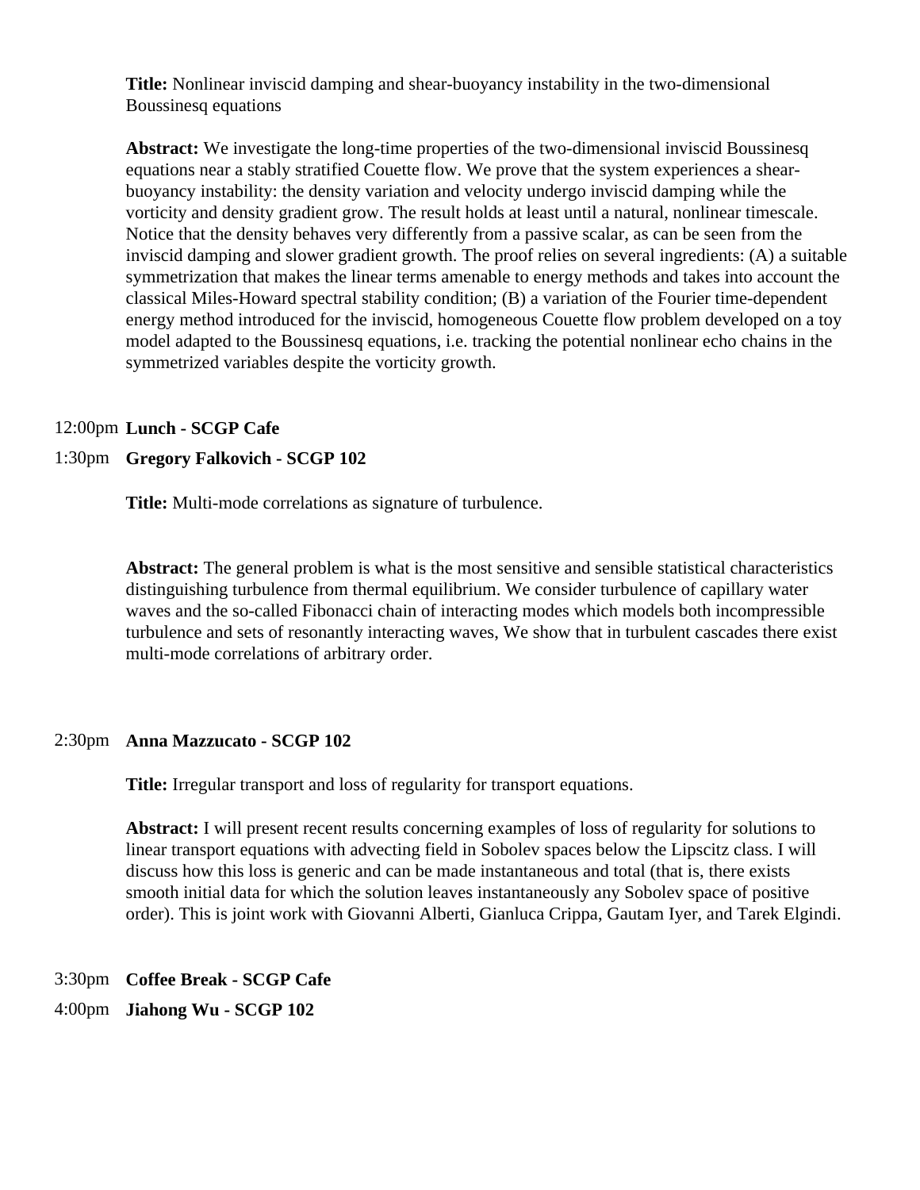**Title:** Nonlinear inviscid damping and shear-buoyancy instability in the two-dimensional Boussinesq equations

**Abstract:** We investigate the long-time properties of the two-dimensional inviscid Boussinesq equations near a stably stratified Couette flow. We prove that the system experiences a shear-buoyancy instability: the density variation and velocity undergo inviscid damping while the vorticity and density gradient grow. The result holds at least until a natural, nonlinear timescale. Notice that the density behaves very differently from a passive scalar, as can be seen from the inviscid damping and slower gradient growth. The proof relies on several ingredients: (A) a suitable symmetrization that makes the linear terms amenable to energy methods and takes into account the classical Miles-Howard spectral stability condition; (B) a variation of the Fourier time-dependent energy method introduced for the inviscid, homogeneous Couette flow problem developed on a toy model adapted to the Boussinesq equations, i.e. tracking the potential nonlinear echo chains in the symmetrized variables despite the vorticity growth.

12:00pm **Lunch - SCGP Cafe**

1:30pm **Gregory Falkovich - SCGP 102**

**Title:** Multi-mode correlations as signature of turbulence.

**Abstract:** The general problem is what is the most sensitive and sensible statistical characteristics distinguishing turbulence from thermal equilibrium. We consider turbulence of capillary water waves and the so-called Fibonacci chain of interacting modes which models both incompressible turbulence and sets of resonantly interacting waves, We show that in turbulent cascades there exist multi-mode correlations of arbitrary order.

2:30pm **Anna Mazzucato - SCGP 102**

**Title:** Irregular transport and loss of regularity for transport equations.

**Abstract:** I will present recent results concerning examples of loss of regularity for solutions to linear transport equations with advecting field in Sobolev spaces below the Lipscitz class. I will discuss how this loss is generic and can be made instantaneous and total (that is, there exists smooth initial data for which the solution leaves instantaneously any Sobolev space of positive order). This is joint work with Giovanni Alberti, Gianluca Crippa, Gautam Iyer, and Tarek Elgindi.

3:30pm **Coffee Break - SCGP Cafe**

4:00pm **Jiahong Wu - SCGP 102**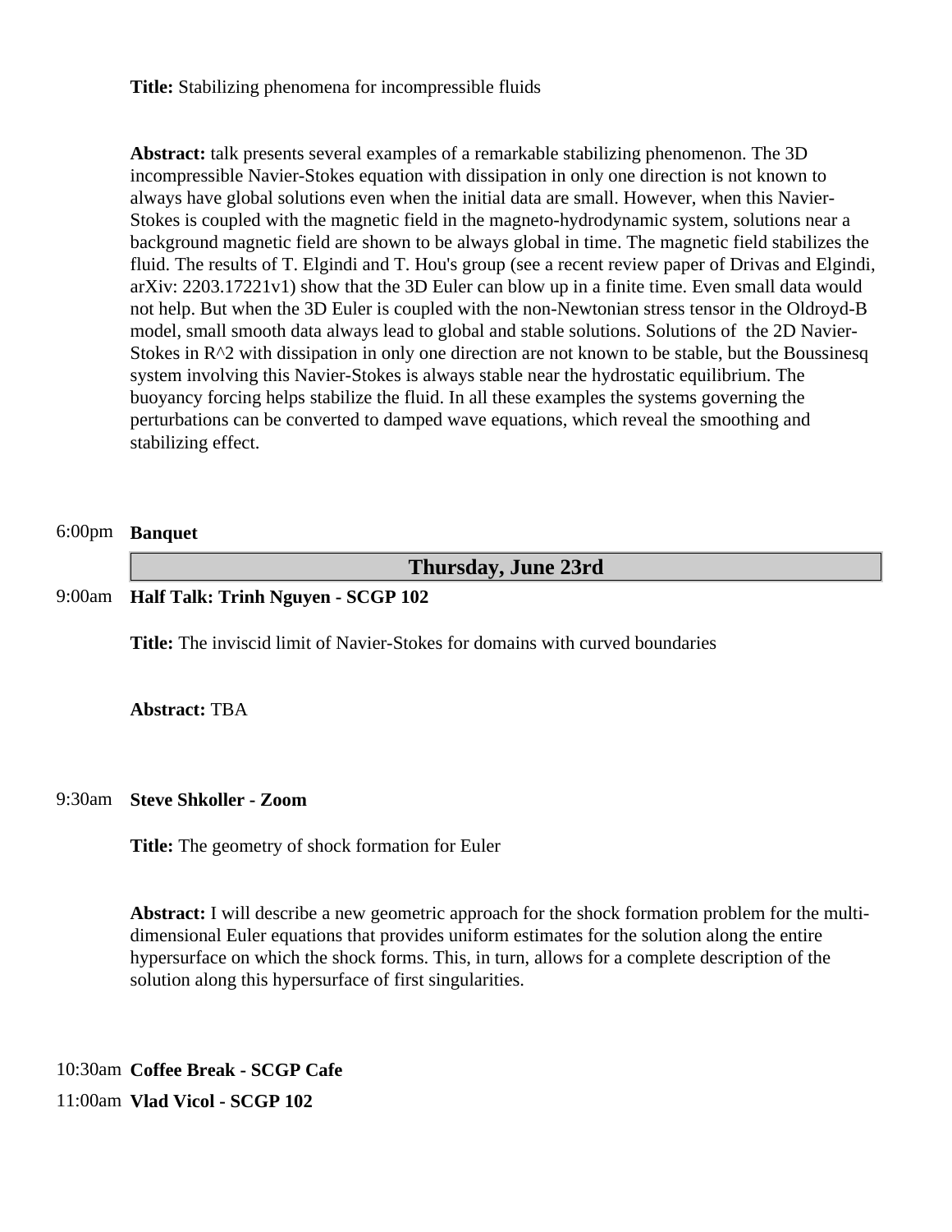**Title:** Stabilizing phenomena for incompressible fluids

**Abstract:** talk presents several examples of a remarkable stabilizing phenomenon. The 3D incompressible Navier-Stokes equation with dissipation in only one direction is not known to always have global solutions even when the initial data are small. However, when this Navier-Stokes is coupled with the magnetic field in the magneto-hydrodynamic system, solutions near a background magnetic field are shown to be always global in time. The magnetic field stabilizes the fluid. The results of T. Elgindi and T. Hou's group (see a recent review paper of Drivas and Elgindi, arXiv: 2203.17221v1) show that the 3D Euler can blow up in a finite time. Even small data would not help. But when the 3D Euler is coupled with the non-Newtonian stress tensor in the Oldroyd-B model, small smooth data always lead to global and stable solutions. Solutions of the 2D Navier-Stokes in $R^2$ with dissipation in only one direction are not known to be stable, but the Boussinesq system involving this Navier-Stokes is always stable near the hydrostatic equilibrium. The buoyancy forcing helps stabilize the fluid. In all these examples the systems governing the perturbations can be converted to damped wave equations, which reveal the smoothing and stabilizing effect.

6:00pm **Banquet**

## Thursday, June 23rd

9:00am **Half Talk: Trinh Nguyen - SCGP 102**

**Title:** The inviscid limit of Navier-Stokes for domains with curved boundaries

**Abstract:** TBA

9:30am **Steve Shkoller - Zoom**

**Title:** The geometry of shock formation for Euler

**Abstract:** I will describe a new geometric approach for the shock formation problem for the multi-dimensional Euler equations that provides uniform estimates for the solution along the entire hypersurface on which the shock forms. This, in turn, allows for a complete description of the solution along this hypersurface of first singularities.

10:30am **Coffee Break - SCGP Cafe**

11:00am **Vlad Vicol - SCGP 102**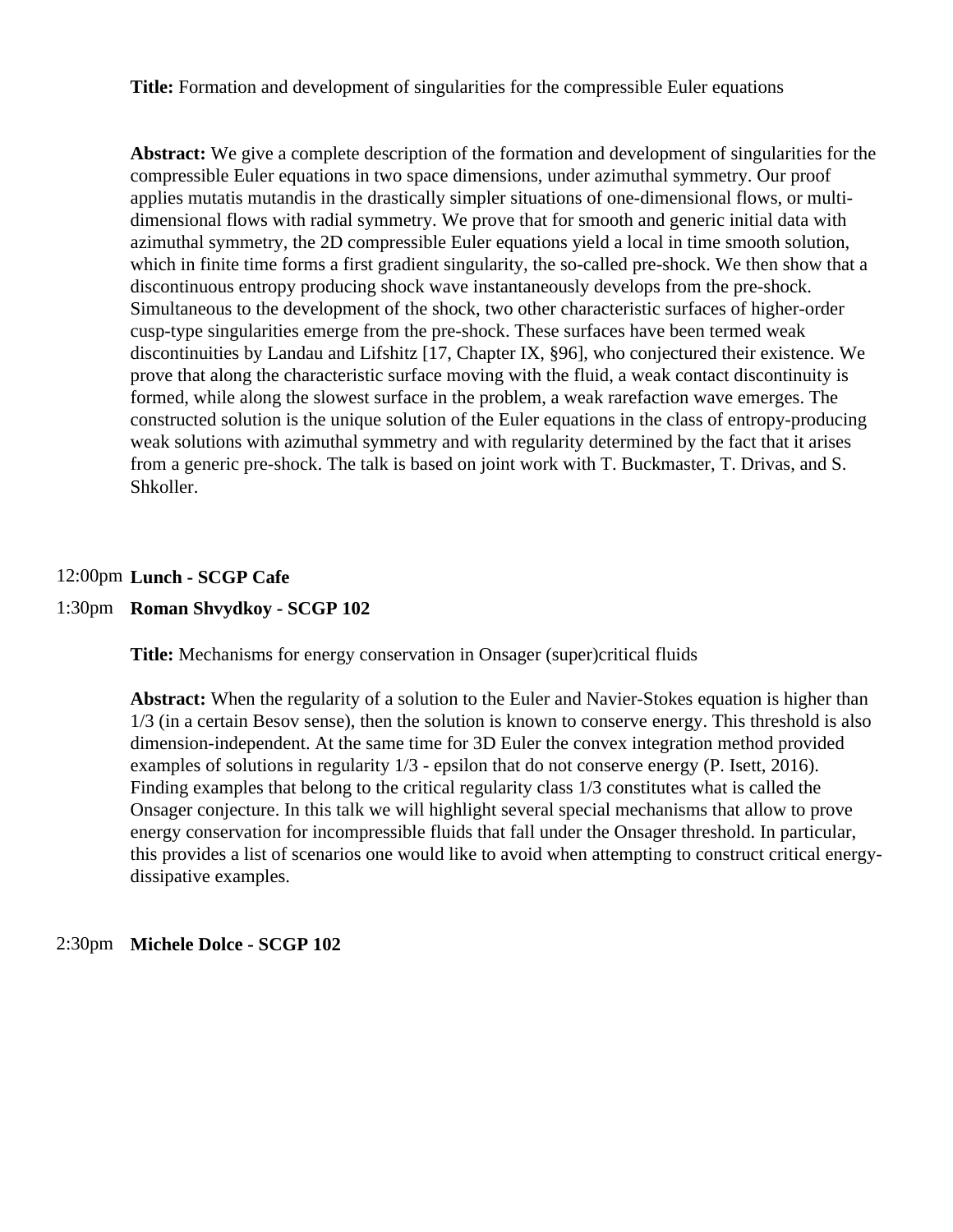**Title:** Formation and development of singularities for the compressible Euler equations

**Abstract:** We give a complete description of the formation and development of singularities for the compressible Euler equations in two space dimensions, under azimuthal symmetry. Our proof applies mutatis mutandis in the drastically simpler situations of one-dimensional flows, or multi-dimensional flows with radial symmetry. We prove that for smooth and generic initial data with azimuthal symmetry, the 2D compressible Euler equations yield a local in time smooth solution, which in finite time forms a first gradient singularity, the so-called pre-shock. We then show that a discontinuous entropy producing shock wave instantaneously develops from the pre-shock. Simultaneous to the development of the shock, two other characteristic surfaces of higher-order cusp-type singularities emerge from the pre-shock. These surfaces have been termed weak discontinuities by Landau and Lifshitz [17, Chapter IX, §96], who conjectured their existence. We prove that along the characteristic surface moving with the fluid, a weak contact discontinuity is formed, while along the slowest surface in the problem, a weak rarefaction wave emerges. The constructed solution is the unique solution of the Euler equations in the class of entropy-producing weak solutions with azimuthal symmetry and with regularity determined by the fact that it arises from a generic pre-shock. The talk is based on joint work with T. Buckmaster, T. Drivas, and S. Shkoller.

12:00pm **Lunch - SCGP Cafe**

1:30pm **Roman Shvydkoy - SCGP 102**

**Title:** Mechanisms for energy conservation in Onsager (super)critical fluids

**Abstract:** When the regularity of a solution to the Euler and Navier-Stokes equation is higher than 1/3 (in a certain Besov sense), then the solution is known to conserve energy. This threshold is also dimension-independent. At the same time for 3D Euler the convex integration method provided examples of solutions in regularity 1/3 - epsilon that do not conserve energy (P. Isett, 2016). Finding examples that belong to the critical regularity class 1/3 constitutes what is called the Onsager conjecture. In this talk we will highlight several special mechanisms that allow to prove energy conservation for incompressible fluids that fall under the Onsager threshold. In particular, this provides a list of scenarios one would like to avoid when attempting to construct critical energy-dissipative examples.

2:30pm **Michele Dolce - SCGP 102**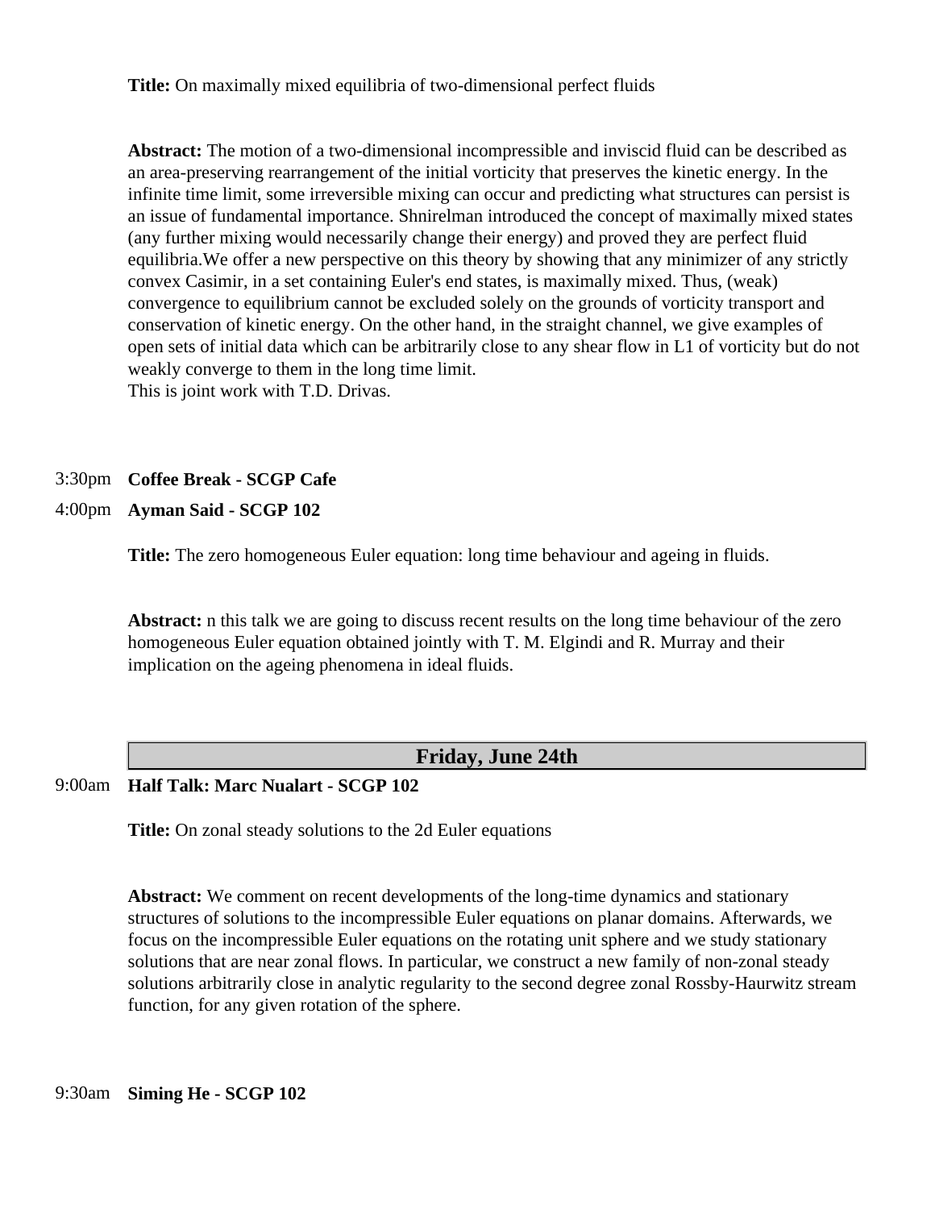**Title:** On maximally mixed equilibria of two-dimensional perfect fluids

**Abstract:** The motion of a two-dimensional incompressible and inviscid fluid can be described as an area-preserving rearrangement of the initial vorticity that preserves the kinetic energy. In the infinite time limit, some irreversible mixing can occur and predicting what structures can persist is an issue of fundamental importance. Shnirelman introduced the concept of maximally mixed states (any further mixing would necessarily change their energy) and proved they are perfect fluid equilibria.We offer a new perspective on this theory by showing that any minimizer of any strictly convex Casimir, in a set containing Euler's end states, is maximally mixed. Thus, (weak) convergence to equilibrium cannot be excluded solely on the grounds of vorticity transport and conservation of kinetic energy. On the other hand, in the straight channel, we give examples of open sets of initial data which can be arbitrarily close to any shear flow in L1 of vorticity but do not weakly converge to them in the long time limit.
This is joint work with T.D. Drivas.

3:30pm **Coffee Break - SCGP Cafe**

4:00pm **Ayman Said - SCGP 102**

**Title:** The zero homogeneous Euler equation: long time behaviour and ageing in fluids.

**Abstract:** n this talk we are going to discuss recent results on the long time behaviour of the zero homogeneous Euler equation obtained jointly with T. M. Elgindi and R. Murray and their implication on the ageing phenomena in ideal fluids.

## Friday, June 24th

9:00am **Half Talk: Marc Nualart - SCGP 102**

**Title:** On zonal steady solutions to the 2d Euler equations

**Abstract:** We comment on recent developments of the long-time dynamics and stationary structures of solutions to the incompressible Euler equations on planar domains. Afterwards, we focus on the incompressible Euler equations on the rotating unit sphere and we study stationary solutions that are near zonal flows. In particular, we construct a new family of non-zonal steady solutions arbitrarily close in analytic regularity to the second degree zonal Rossby-Haurwitz stream function, for any given rotation of the sphere.

9:30am **Siming He - SCGP 102**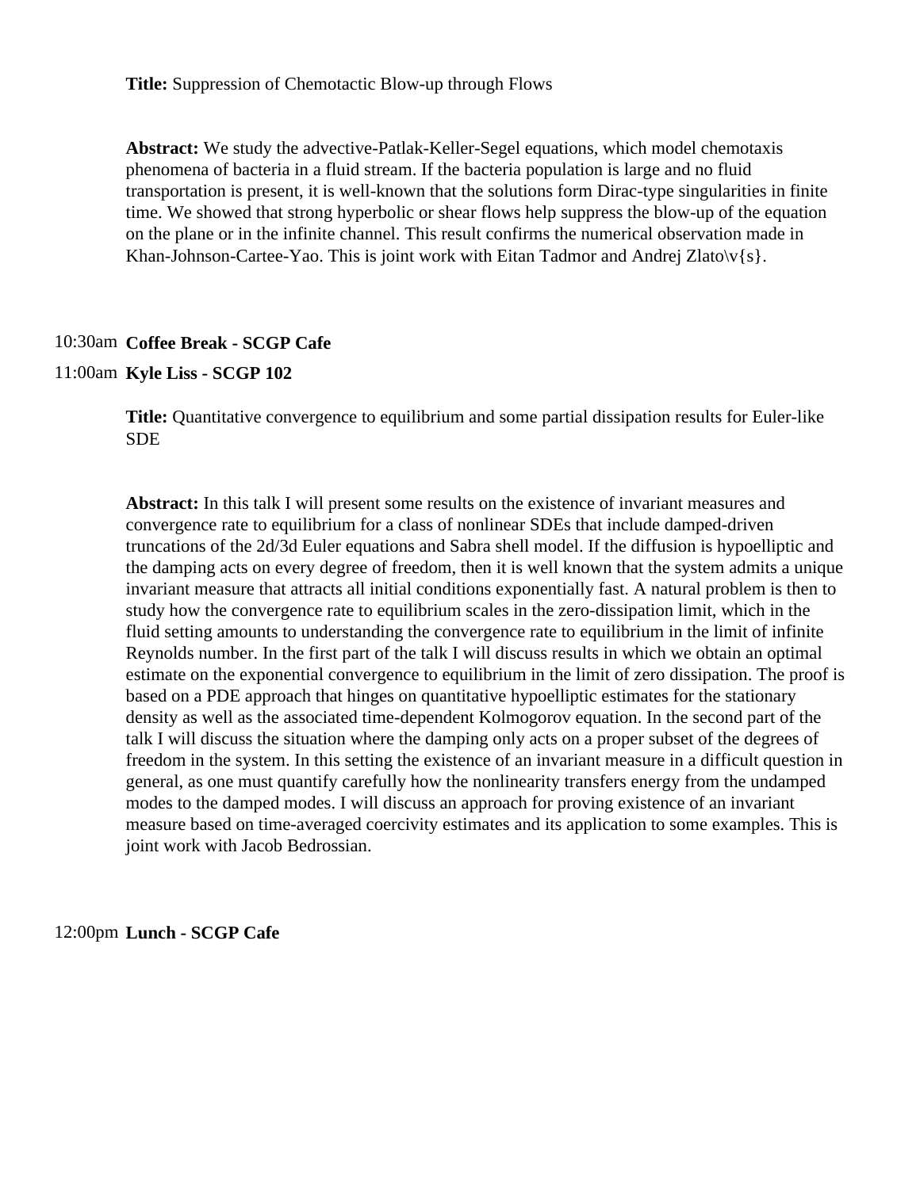**Title:** Suppression of Chemotactic Blow-up through Flows

**Abstract:** We study the advective-Patlak-Keller-Segel equations, which model chemotaxis phenomena of bacteria in a fluid stream. If the bacteria population is large and no fluid transportation is present, it is well-known that the solutions form Dirac-type singularities in finite time. We showed that strong hyperbolic or shear flows help suppress the blow-up of the equation on the plane or in the infinite channel. This result confirms the numerical observation made in Khan-Johnson-Cartee-Yao. This is joint work with Eitan Tadmor and Andrej Zlato\v{s}.

10:30am **Coffee Break - SCGP Cafe**

11:00am **Kyle Liss - SCGP 102**

**Title:** Quantitative convergence to equilibrium and some partial dissipation results for Euler-like SDE

**Abstract:** In this talk I will present some results on the existence of invariant measures and convergence rate to equilibrium for a class of nonlinear SDEs that include damped-driven truncations of the 2d/3d Euler equations and Sabra shell model. If the diffusion is hypoelliptic and the damping acts on every degree of freedom, then it is well known that the system admits a unique invariant measure that attracts all initial conditions exponentially fast. A natural problem is then to study how the convergence rate to equilibrium scales in the zero-dissipation limit, which in the fluid setting amounts to understanding the convergence rate to equilibrium in the limit of infinite Reynolds number. In the first part of the talk I will discuss results in which we obtain an optimal estimate on the exponential convergence to equilibrium in the limit of zero dissipation. The proof is based on a PDE approach that hinges on quantitative hypoelliptic estimates for the stationary density as well as the associated time-dependent Kolmogorov equation. In the second part of the talk I will discuss the situation where the damping only acts on a proper subset of the degrees of freedom in the system. In this setting the existence of an invariant measure in a difficult question in general, as one must quantify carefully how the nonlinearity transfers energy from the undamped modes to the damped modes. I will discuss an approach for proving existence of an invariant measure based on time-averaged coercivity estimates and its application to some examples. This is joint work with Jacob Bedrossian.

12:00pm **Lunch - SCGP Cafe**